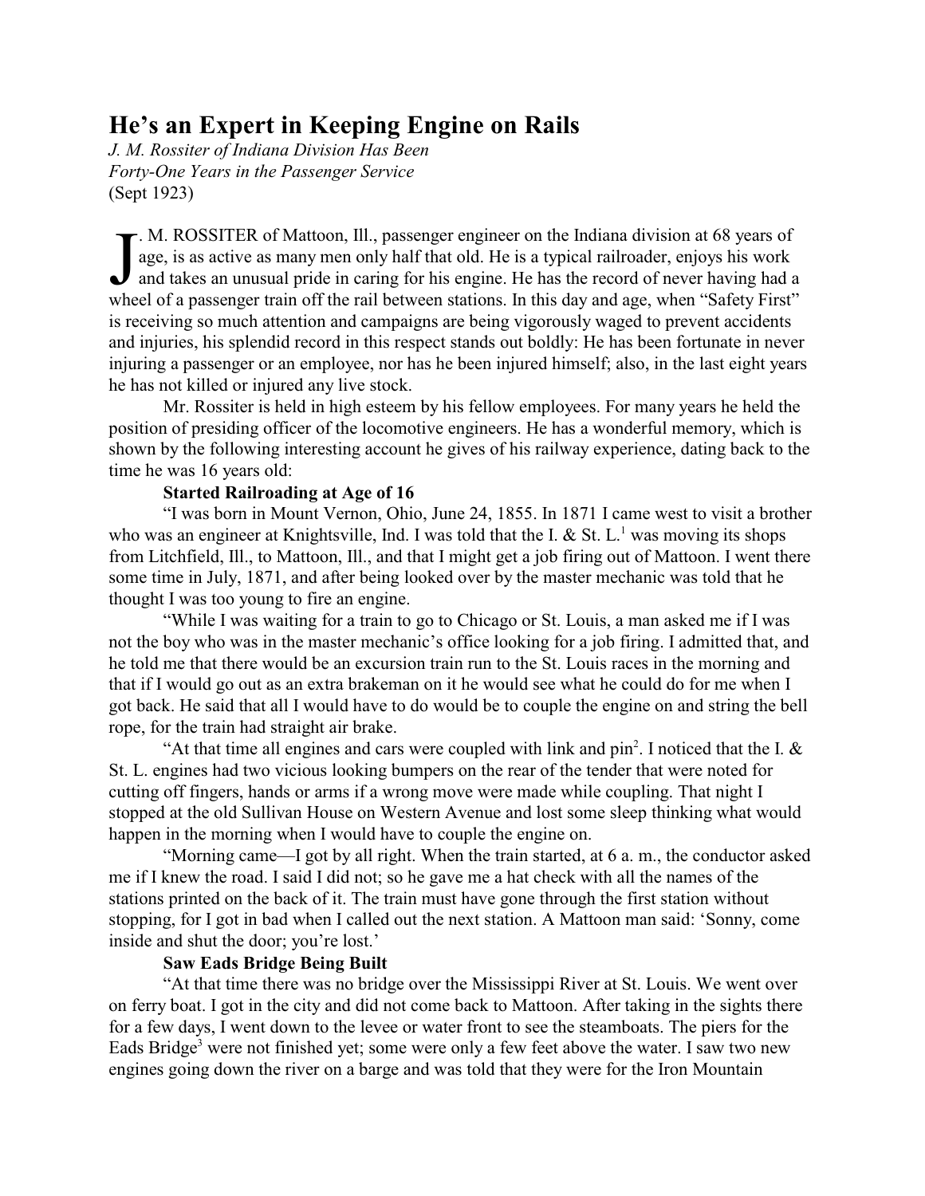# He's an Expert in Keeping Engine on Rails

*J. M. Rossiter of Indiana Division Has Been Forty-One Years in the Passenger Service*
(Sept 1923)

J. M. ROSSITER of Mattoon, Ill., passenger engineer on the Indiana division at 68 years of age, is as active as many men only half that old. He is a typical railroader, enjoys his work and takes an unusual pride in caring for his engine. He has the record of never having had a wheel of a passenger train off the rail between stations. In this day and age, when "Safety First" is receiving so much attention and campaigns are being vigorously waged to prevent accidents and injuries, his splendid record in this respect stands out boldly: He has been fortunate in never injuring a passenger or an employee, nor has he been injured himself; also, in the last eight years he has not killed or injured any live stock.

Mr. Rossiter is held in high esteem by his fellow employees. For many years he held the position of presiding officer of the locomotive engineers. He has a wonderful memory, which is shown by the following interesting account he gives of his railway experience, dating back to the time he was 16 years old:

**Started Railroading at Age of 16**

"I was born in Mount Vernon, Ohio, June 24, 1855. In 1871 I came west to visit a brother who was an engineer at Knightsville, Ind. I was told that the I. & St. L.[1] was moving its shops from Litchfield, Ill., to Mattoon, Ill., and that I might get a job firing out of Mattoon. I went there some time in July, 1871, and after being looked over by the master mechanic was told that he thought I was too young to fire an engine.

"While I was waiting for a train to go to Chicago or St. Louis, a man asked me if I was not the boy who was in the master mechanic's office looking for a job firing. I admitted that, and he told me that there would be an excursion train run to the St. Louis races in the morning and that if I would go out as an extra brakeman on it he would see what he could do for me when I got back. He said that all I would have to do would be to couple the engine on and string the bell rope, for the train had straight air brake.

"At that time all engines and cars were coupled with link and pin[2]. I noticed that the I. & St. L. engines had two vicious looking bumpers on the rear of the tender that were noted for cutting off fingers, hands or arms if a wrong move were made while coupling. That night I stopped at the old Sullivan House on Western Avenue and lost some sleep thinking what would happen in the morning when I would have to couple the engine on.

"Morning came—I got by all right. When the train started, at 6 a. m., the conductor asked me if I knew the road. I said I did not; so he gave me a hat check with all the names of the stations printed on the back of it. The train must have gone through the first station without stopping, for I got in bad when I called out the next station. A Mattoon man said: 'Sonny, come inside and shut the door; you're lost.'

**Saw Eads Bridge Being Built**

"At that time there was no bridge over the Mississippi River at St. Louis. We went over on ferry boat. I got in the city and did not come back to Mattoon. After taking in the sights there for a few days, I went down to the levee or water front to see the steamboats. The piers for the Eads Bridge[3] were not finished yet; some were only a few feet above the water. I saw two new engines going down the river on a barge and was told that they were for the Iron Mountain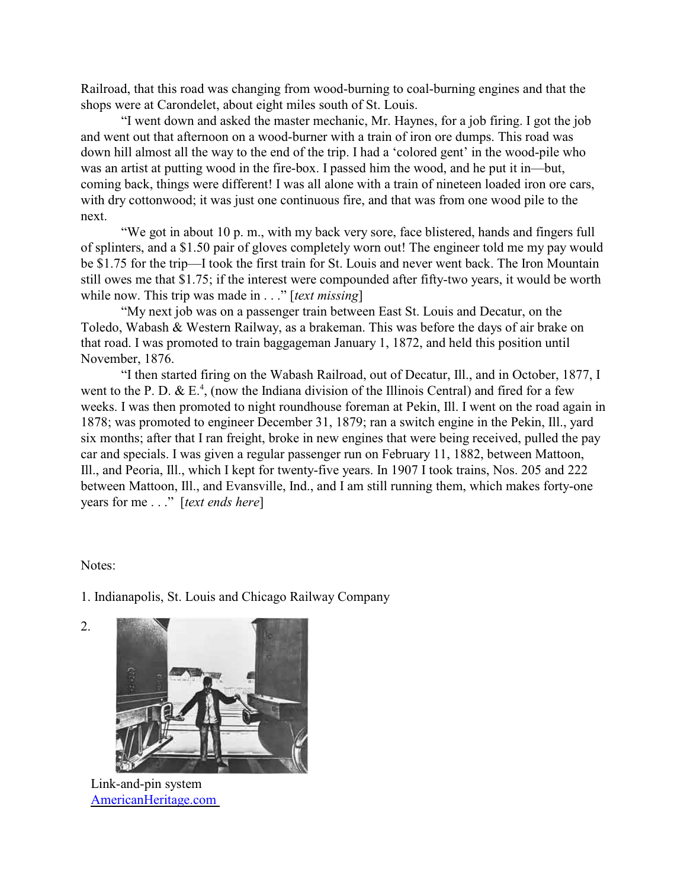Railroad, that this road was changing from wood-burning to coal-burning engines and that the shops were at Carondelet, about eight miles south of St. Louis.

"I went down and asked the master mechanic, Mr. Haynes, for a job firing. I got the job and went out that afternoon on a wood-burner with a train of iron ore dumps. This road was down hill almost all the way to the end of the trip. I had a 'colored gent' in the wood-pile who was an artist at putting wood in the fire-box. I passed him the wood, and he put it in—but, coming back, things were different! I was all alone with a train of nineteen loaded iron ore cars, with dry cottonwood; it was just one continuous fire, and that was from one wood pile to the next.

"We got in about 10 p. m., with my back very sore, face blistered, hands and fingers full of splinters, and a $1.50 pair of gloves completely worn out! The engineer told me my pay would be $1.75 for the trip—I took the first train for St. Louis and never went back. The Iron Mountain still owes me that $1.75; if the interest were compounded after fifty-two years, it would be worth while now. This trip was made in . . ." [*text missing*]

"My next job was on a passenger train between East St. Louis and Decatur, on the Toledo, Wabash & Western Railway, as a brakeman. This was before the days of air brake on that road. I was promoted to train baggageman January 1, 1872, and held this position until November, 1876.

"I then started firing on the Wabash Railroad, out of Decatur, Ill., and in October, 1877, I went to the P. D. & E.[4], (now the Indiana division of the Illinois Central) and fired for a few weeks. I was then promoted to night roundhouse foreman at Pekin, Ill. I went on the road again in 1878; was promoted to engineer December 31, 1879; ran a switch engine in the Pekin, Ill., yard six months; after that I ran freight, broke in new engines that were being received, pulled the pay car and specials. I was given a regular passenger run on February 11, 1882, between Mattoon, Ill., and Peoria, Ill., which I kept for twenty-five years. In 1907 I took trains, Nos. 205 and 222 between Mattoon, Ill., and Evansville, Ind., and I am still running them, which makes forty-one years for me . . ." [*text ends here*]

Notes:

1. Indianapolis, St. Louis and Chicago Railway Company

2.

Link-and-pin system
AmericanHeritage.com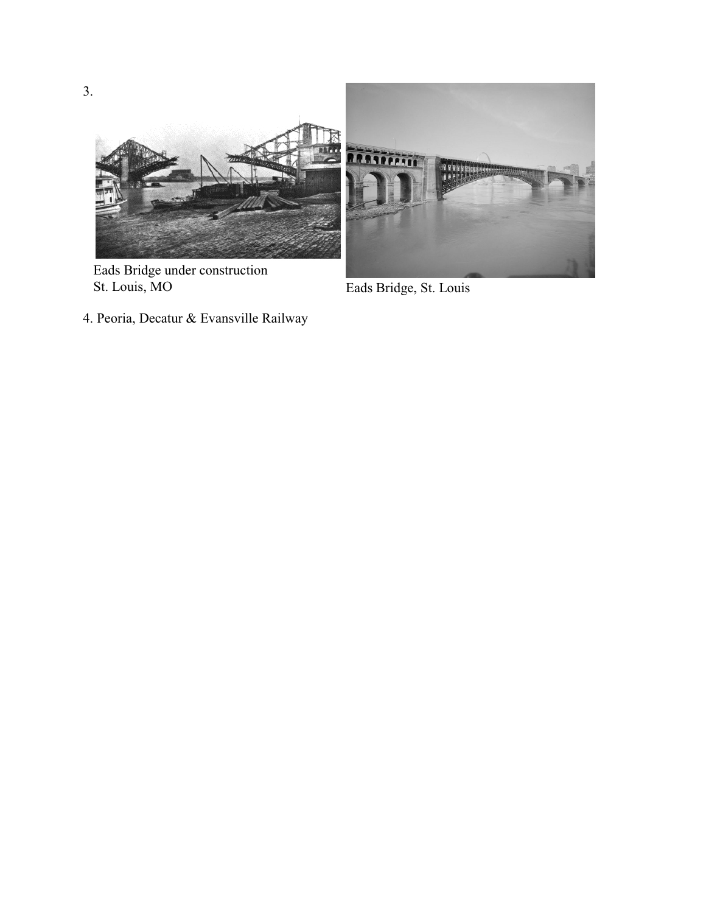3.

Eads Bridge under construction
St. Louis, MO

Eads Bridge, St. Louis

4. Peoria, Decatur & Evansville Railway